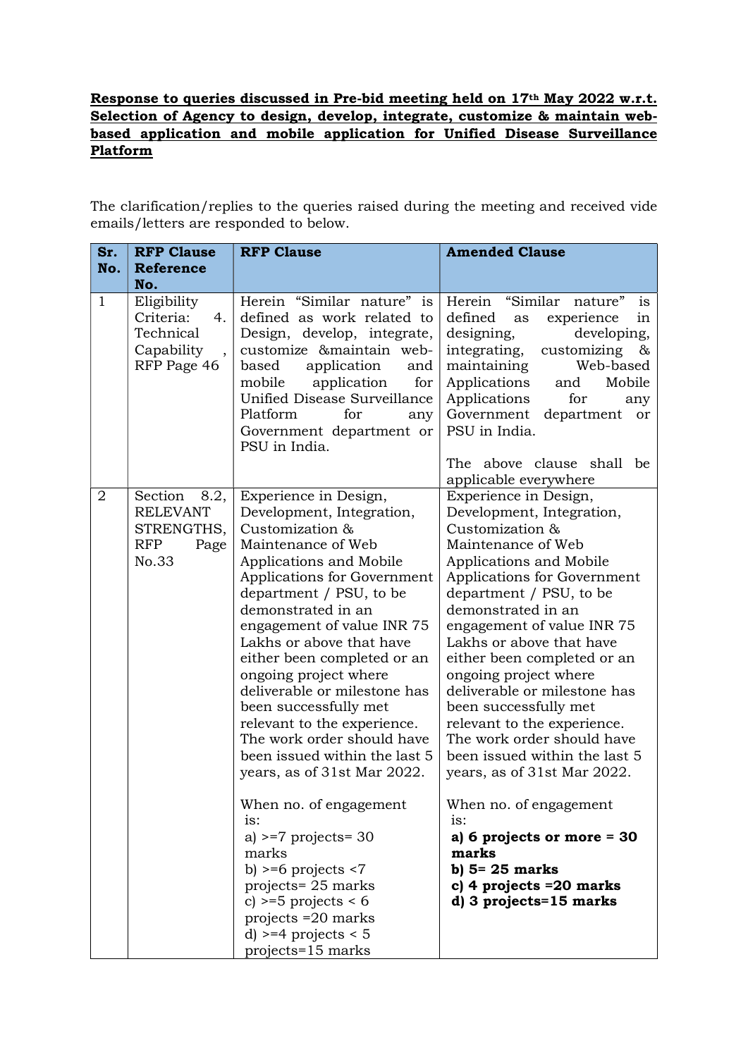**Response to queries discussed in Pre-bid meeting held on 17th May 2022 w.r.t. Selection of Agency to design, develop, integrate, customize & maintain web-based application and mobile application for Unified Disease Surveillance Platform**

The clarification/replies to the queries raised during the meeting and received vide emails/letters are responded to below.

| Sr. No. | RFP Clause Reference No. | RFP Clause | Amended Clause |
|---|---|---|---|
| 1 | Eligibility Criteria: 4. Technical Capability , RFP Page 46 | Herein "Similar nature" is defined as work related to Design, develop, integrate, customize &maintain web-based application and mobile application for Unified Disease Surveillance Platform for any Government department or PSU in India. | Herein "Similar nature" is defined as experience in designing, developing, integrating, customizing & maintaining Web-based Applications and Mobile Applications for any Government department or PSU in India.<br><br>The above clause shall be applicable everywhere |
| 2 | Section 8.2, RELEVANT STRENGTHS, RFP Page No.33 | Experience in Design, Development, Integration, Customization & Maintenance of Web Applications and Mobile Applications for Government department / PSU, to be demonstrated in an engagement of value INR 75 Lakhs or above that have either been completed or an ongoing project where deliverable or milestone has been successfully met relevant to the experience. The work order should have been issued within the last 5 years, as of 31st Mar 2022.<br><br>When no. of engagement is:<br>a) >=7 projects= 30 marks<br>b) >=6 projects <7 projects= 25 marks<br>c) >=5 projects < 6 projects =20 marks<br>d) >=4 projects < 5 projects=15 marks | Experience in Design, Development, Integration, Customization & Maintenance of Web Applications and Mobile Applications for Government department / PSU, to be demonstrated in an engagement of value INR 75 Lakhs or above that have either been completed or an ongoing project where deliverable or milestone has been successfully met relevant to the experience. The work order should have been issued within the last 5 years, as of 31st Mar 2022.<br><br>When no. of engagement is:<br>**a) 6 projects or more = 30 marks**<br>**b) 5= 25 marks**<br>**c) 4 projects =20 marks**<br>**d) 3 projects=15 marks** |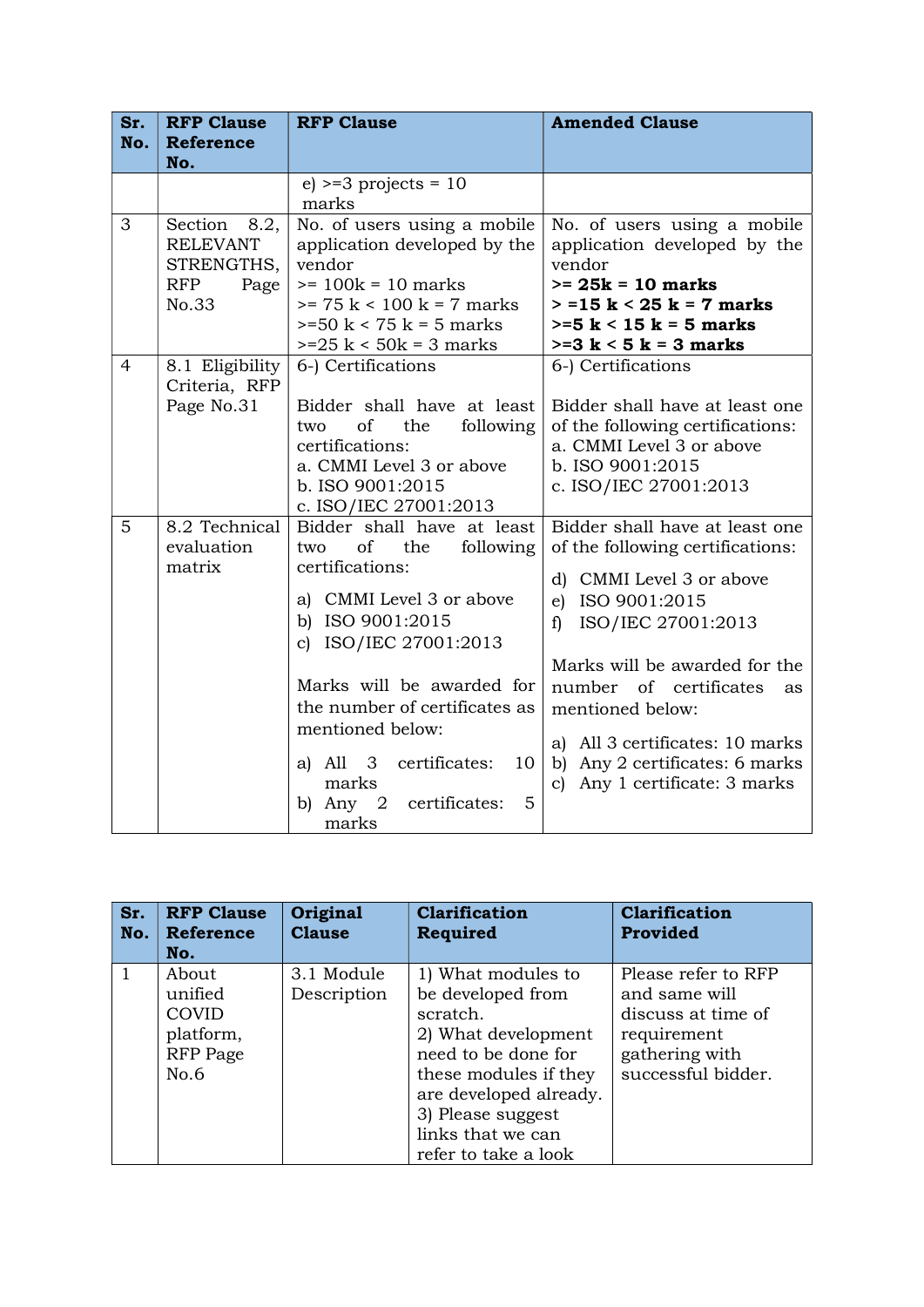| Sr. No. | RFP Clause Reference No. | RFP Clause | Amended Clause |
|---|---|---|---|
| | | e) >=3 projects = 10 marks | |
| 3 | Section 8.2, RELEVANT STRENGTHS, RFP Page No.33 | No. of users using a mobile application developed by the vendor<br>>= 100k = 10 marks<br>>= 75 k < 100 k = 7 marks<br>>=50 k < 75 k = 5 marks<br>>=25 k < 50k = 3 marks | No. of users using a mobile application developed by the vendor<br>**>= 25k = 10 marks**<br>**> =15 k < 25 k = 7 marks**<br>**>=5 k < 15 k = 5 marks**<br>**>=3 k < 5 k = 3 marks** |
| 4 | 8.1 Eligibility Criteria, RFP Page No.31 | 6-) Certifications<br><br>Bidder shall have at least two of the following certifications:<br>a. CMMI Level 3 or above<br>b. ISO 9001:2015<br>c. ISO/IEC 27001:2013 | 6-) Certifications<br><br>Bidder shall have at least one of the following certifications:<br>a. CMMI Level 3 or above<br>b. ISO 9001:2015<br>c. ISO/IEC 27001:2013 |
| 5 | 8.2 Technical evaluation matrix | Bidder shall have at least two of the following certifications:<br><br>a) CMMI Level 3 or above<br>b) ISO 9001:2015<br>c) ISO/IEC 27001:2013<br><br>Marks will be awarded for the number of certificates as mentioned below:<br><br>a) All 3 certificates: 10 marks<br>b) Any 2 certificates: 5 marks | Bidder shall have at least one of the following certifications:<br><br>d) CMMI Level 3 or above<br>e) ISO 9001:2015<br>f) ISO/IEC 27001:2013<br><br>Marks will be awarded for the number of certificates as mentioned below:<br><br>a) All 3 certificates: 10 marks<br>b) Any 2 certificates: 6 marks<br>c) Any 1 certificate: 3 marks |

| Sr. No. | RFP Clause Reference No. | Original Clause | Clarification Required | Clarification Provided |
|---|---|---|---|---|
| 1 | About unified COVID platform, RFP Page No.6 | 3.1 Module Description | 1) What modules to be developed from scratch.<br>2) What development need to be done for these modules if they are developed already.<br>3) Please suggest links that we can refer to take a look | Please refer to RFP and same will discuss at time of requirement gathering with successful bidder. |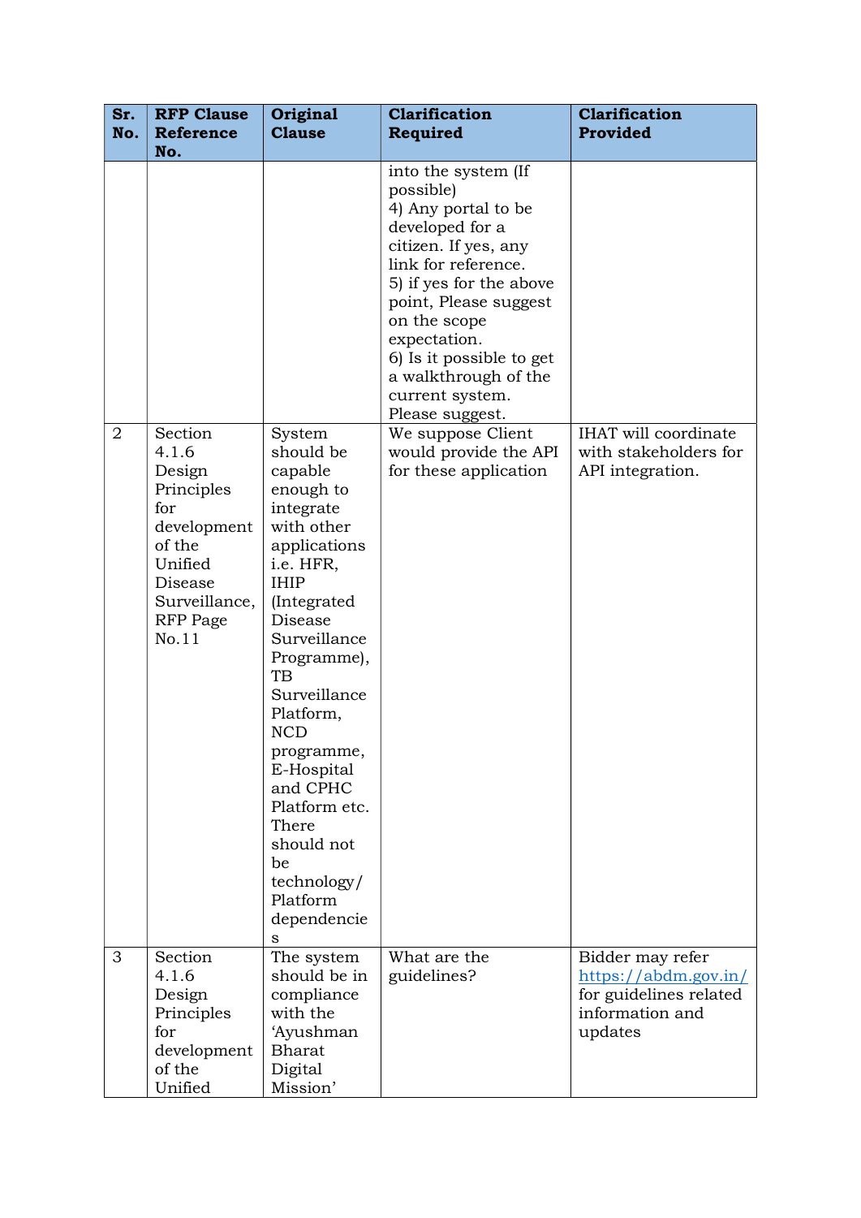| Sr. No. | RFP Clause Reference No. | Original Clause | Clarification Required | Clarification Provided |
|---|---|---|---|---|
| | | | into the system (If possible)<br>4) Any portal to be developed for a citizen. If yes, any link for reference.<br>5) if yes for the above point, Please suggest on the scope expectation.<br>6) Is it possible to get a walkthrough of the current system. Please suggest. | |
| 2 | Section 4.1.6 Design Principles for development of the Unified Disease Surveillance, RFP Page No.11 | System should be capable enough to integrate with other applications i.e. HFR, IHIP (Integrated Disease Surveillance Programme), TB Surveillance Platform, NCD programme, E-Hospital and CPHC Platform etc. There should not be technology/ Platform dependencies | We suppose Client would provide the API for these application | IHAT will coordinate with stakeholders for API integration. |
| 3 | Section 4.1.6 Design Principles for development of the Unified | The system should be in compliance with the 'Ayushman Bharat Digital Mission' | What are the guidelines? | Bidder may refer https://abdm.gov.in/ for guidelines related information and updates |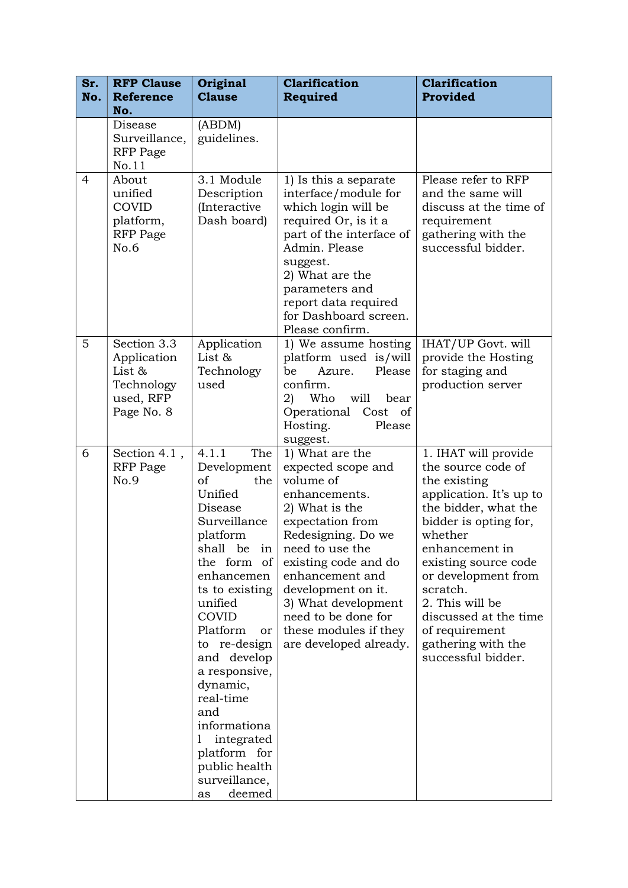| Sr. No. | RFP Clause Reference No. | Original Clause | Clarification Required | Clarification Provided |
|---|---|---|---|---|
| | Disease Surveillance, RFP Page No.11 | (ABDM) guidelines. | | |
| 4 | About unified COVID platform, RFP Page No.6 | 3.1 Module Description (Interactive Dash board) | 1) Is this a separate interface/module for which login will be required Or, is it a part of the interface of Admin. Please suggest.<br>2) What are the parameters and report data required for Dashboard screen. Please confirm. | Please refer to RFP and the same will discuss at the time of requirement gathering with the successful bidder. |
| 5 | Section 3.3 Application List & Technology used, RFP Page No. 8 | Application List & Technology used | 1) We assume hosting platform used is/will be Azure. Please confirm.<br>2) Who will bear Operational Cost of Hosting. Please suggest. | IHAT/UP Govt. will provide the Hosting for staging and production server |
| 6 | Section 4.1 , RFP Page No.9 | 4.1.1 The Development of the Unified Disease Surveillance platform shall be in the form of enhancements to existing unified COVID Platform or to re-design and develop a responsive, dynamic, real-time and informational integrated platform for public health surveillance, as deemed | 1) What are the expected scope and volume of enhancements.<br>2) What is the expectation from Redesigning. Do we need to use the existing code and do enhancement and development on it.<br>3) What development need to be done for these modules if they are developed already. | 1. IHAT will provide the source code of the existing application. It's up to the bidder, what the bidder is opting for, whether enhancement in existing source code or development from scratch.<br>2. This will be discussed at the time of requirement gathering with the successful bidder. |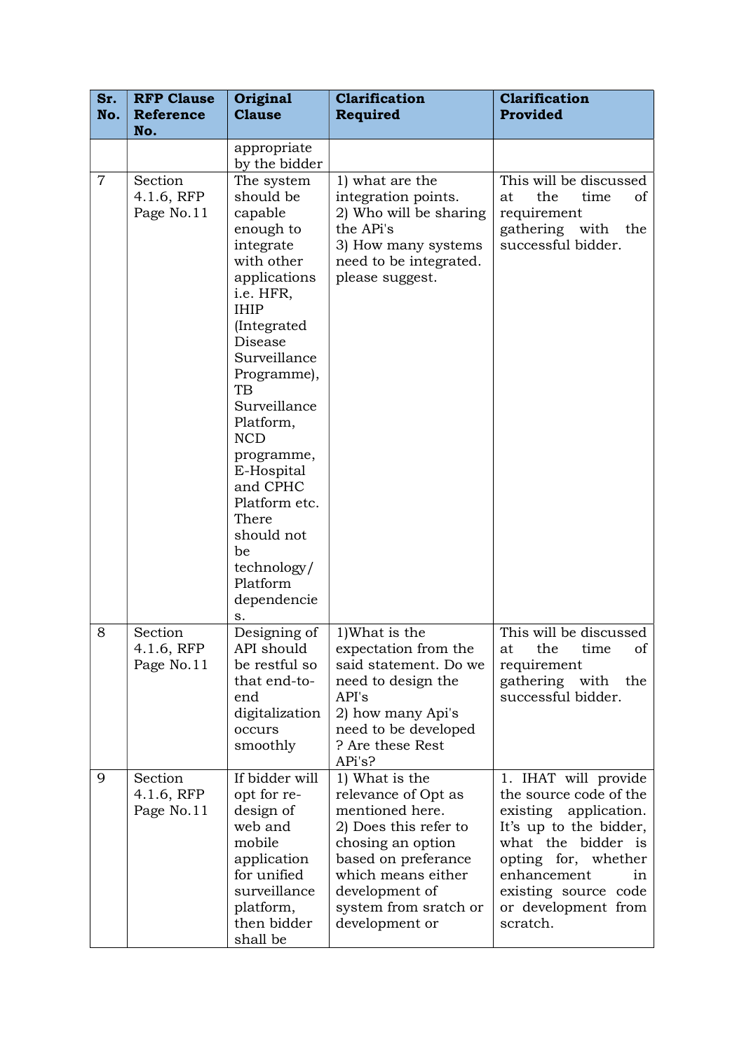| Sr. No. | RFP Clause Reference No. | Original Clause | Clarification Required | Clarification Provided |
|---|---|---|---|---|
| | | appropriate by the bidder | | |
| 7 | Section 4.1.6, RFP Page No.11 | The system should be capable enough to integrate with other applications i.e. HFR, IHIP (Integrated Disease Surveillance Programme), TB Surveillance Platform, NCD programme, E-Hospital and CPHC Platform etc. There should not be technology/ Platform dependencies. | 1) what are the integration points.<br>2) Who will be sharing the APi's<br>3) How many systems need to be integrated. please suggest. | This will be discussed at the time of requirement gathering with the successful bidder. |
| 8 | Section 4.1.6, RFP Page No.11 | Designing of API should be restful so that end-to-end digitalization occurs smoothly | 1)What is the expectation from the said statement. Do we need to design the API's<br>2) how many Api's need to be developed ? Are these Rest APi's? | This will be discussed at the time of requirement gathering with the successful bidder. |
| 9 | Section 4.1.6, RFP Page No.11 | If bidder will opt for re-design of web and mobile application for unified surveillance platform, then bidder shall be | 1) What is the relevance of Opt as mentioned here.<br>2) Does this refer to chosing an option based on preferance which means either development of system from sratch or development or | 1. IHAT will provide the source code of the existing application. It's up to the bidder, what the bidder is opting for, whether enhancement in existing source code or development from scratch. |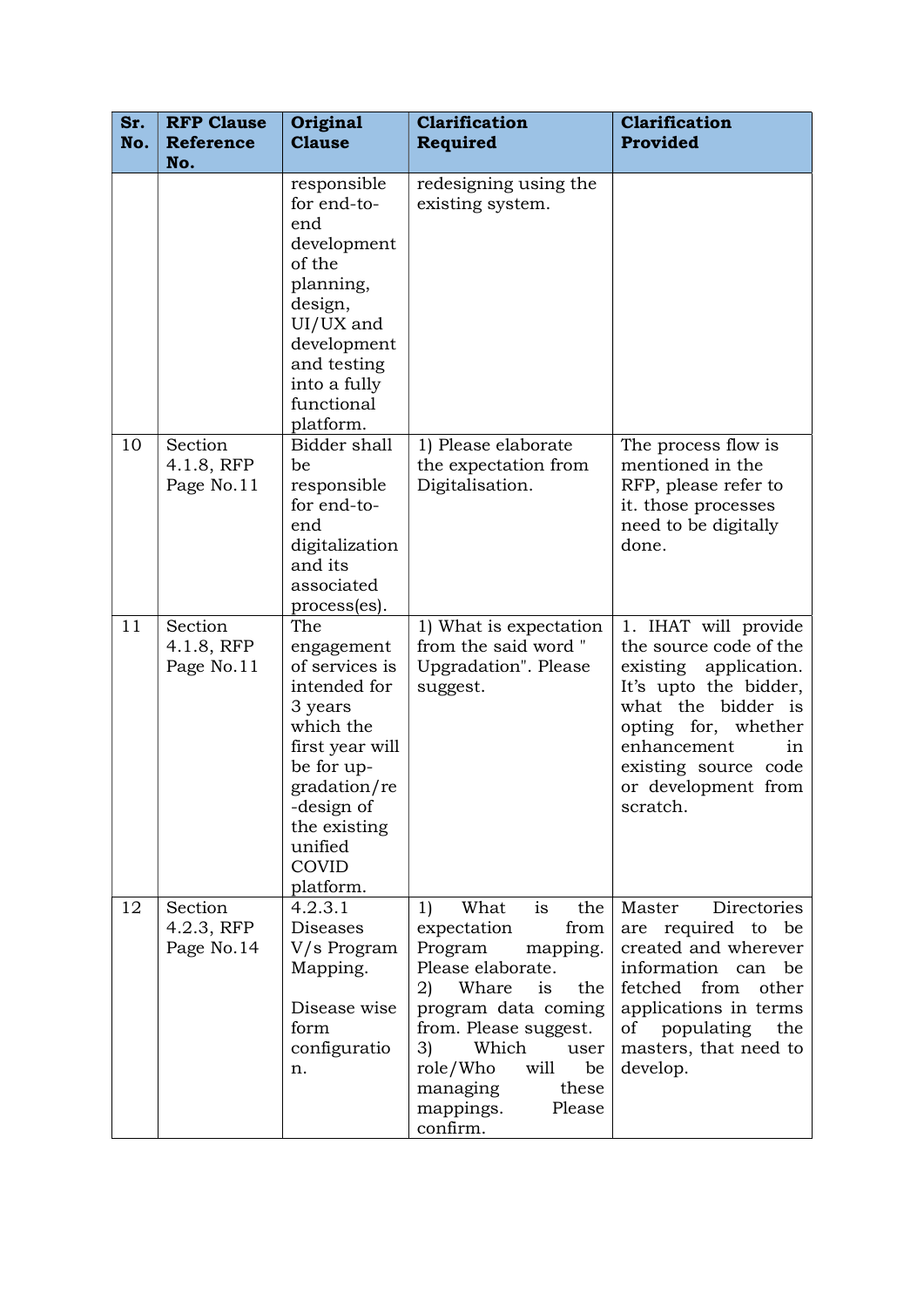| Sr. No. | RFP Clause Reference No. | Original Clause | Clarification Required | Clarification Provided |
|---|---|---|---|---|
| | | responsible for end-to-end development of the planning, design, UI/UX and development and testing into a fully functional platform. | redesigning using the existing system. | |
| 10 | Section 4.1.8, RFP Page No.11 | Bidder shall be responsible for end-to-end digitalization and its associated process(es). | 1) Please elaborate the expectation from Digitalisation. | The process flow is mentioned in the RFP, please refer to it. those processes need to be digitally done. |
| 11 | Section 4.1.8, RFP Page No.11 | The engagement of services is intended for 3 years which the first year will be for up-gradation/re-design of the existing unified COVID platform. | 1) What is expectation from the said word " Upgradation". Please suggest. | 1. IHAT will provide the source code of the existing application. It's upto the bidder, what the bidder is opting for, whether enhancement in existing source code or development from scratch. |
| 12 | Section 4.2.3, RFP Page No.14 | 4.2.3.1 Diseases V/s Program Mapping.<br><br>Disease wise form configuration. | 1) What is the expectation from Program mapping. Please elaborate.<br>2) Whare is the program data coming from. Please suggest.<br>3) Which user role/Who will be managing these mappings. Please confirm. | Master Directories are required to be created and wherever information can be fetched from other applications in terms of populating the masters, that need to develop. |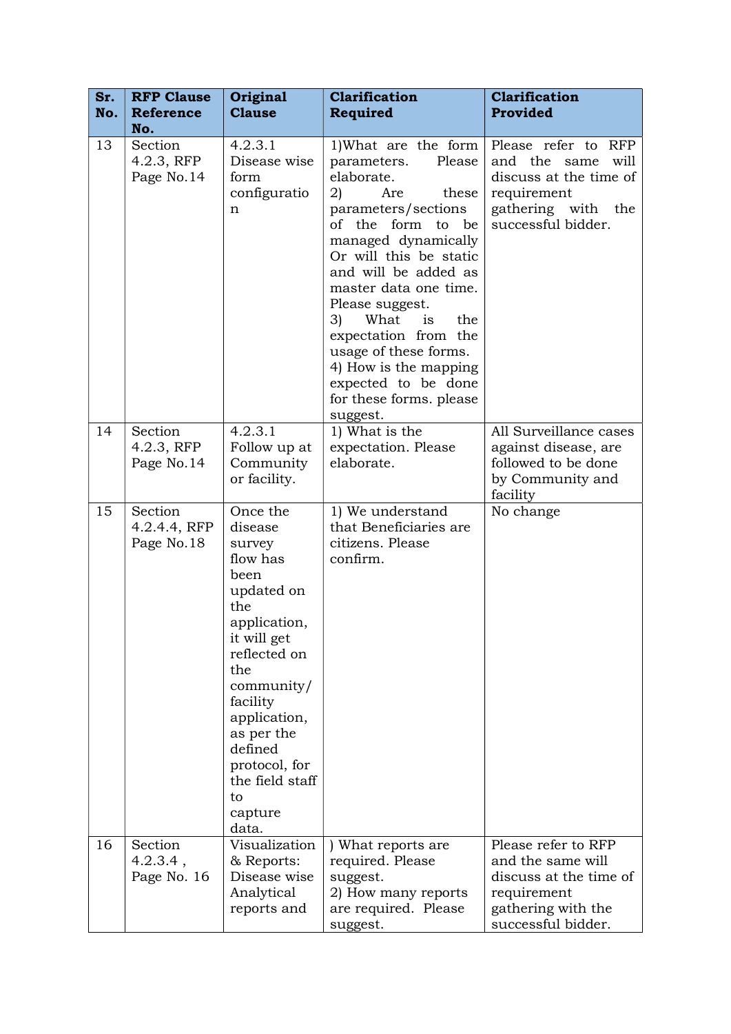| Sr. No. | RFP Clause Reference No. | Original Clause | Clarification Required | Clarification Provided |
|---|---|---|---|---|
| 13 | Section 4.2.3, RFP Page No.14 | 4.2.3.1 Disease wise form configuration | 1)What are the form parameters. Please elaborate.<br>2) Are these parameters/sections of the form to be managed dynamically Or will this be static and will be added as master data one time. Please suggest.<br>3) What is the expectation from the usage of these forms.<br>4) How is the mapping expected to be done for these forms. please suggest. | Please refer to RFP and the same will discuss at the time of requirement gathering with the successful bidder. |
| 14 | Section 4.2.3, RFP Page No.14 | 4.2.3.1 Follow up at Community or facility. | 1) What is the expectation. Please elaborate. | All Surveillance cases against disease, are followed to be done by Community and facility |
| 15 | Section 4.2.4.4, RFP Page No.18 | Once the disease survey flow has been updated on the application, it will get reflected on the community/ facility application, as per the defined protocol, for the field staff to capture data. | 1) We understand that Beneficiaries are citizens. Please confirm. | No change |
| 16 | Section 4.2.3.4 , Page No. 16 | Visualization & Reports: Disease wise Analytical reports and | ) What reports are required. Please suggest.<br>2) How many reports are required. Please suggest. | Please refer to RFP and the same will discuss at the time of requirement gathering with the successful bidder. |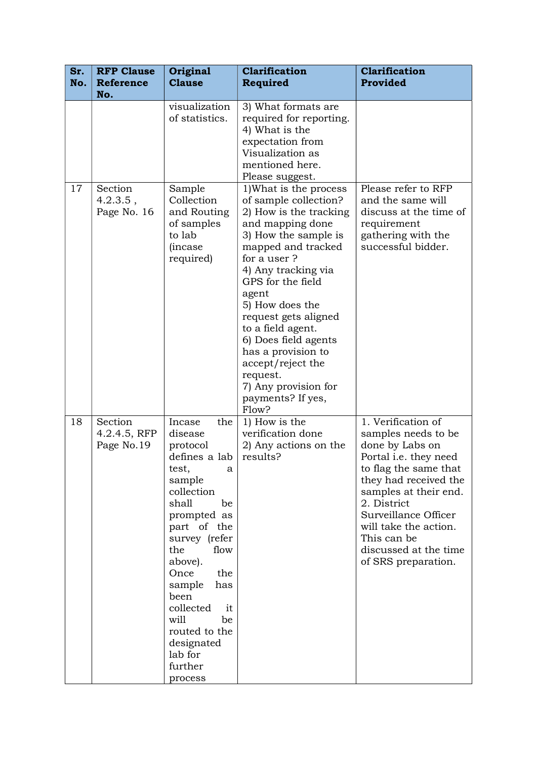| Sr. No. | RFP Clause Reference No. | Original Clause | Clarification Required | Clarification Provided |
|---|---|---|---|---|
| | | visualization of statistics. | 3) What formats are required for reporting.<br>4) What is the expectation from Visualization as mentioned here. Please suggest. | |
| 17 | Section 4.2.3.5 , Page No. 16 | Sample Collection and Routing of samples to lab (incase required) | 1)What is the process of sample collection?<br>2) How is the tracking and mapping done<br>3) How the sample is mapped and tracked for a user ?<br>4) Any tracking via GPS for the field agent<br>5) How does the request gets aligned to a field agent.<br>6) Does field agents has a provision to accept/reject the request.<br>7) Any provision for payments? If yes, Flow? | Please refer to RFP and the same will discuss at the time of requirement gathering with the successful bidder. |
| 18 | Section 4.2.4.5, RFP Page No.19 | Incase the disease protocol defines a lab test, a sample collection shall be prompted as part of the survey (refer the flow above). Once the sample has been collected it will be routed to the designated lab for further process | 1) How is the verification done<br>2) Any actions on the results? | 1. Verification of samples needs to be done by Labs on Portal i.e. they need to flag the same that they had received the samples at their end.<br>2. District Surveillance Officer will take the action. This can be discussed at the time of SRS preparation. |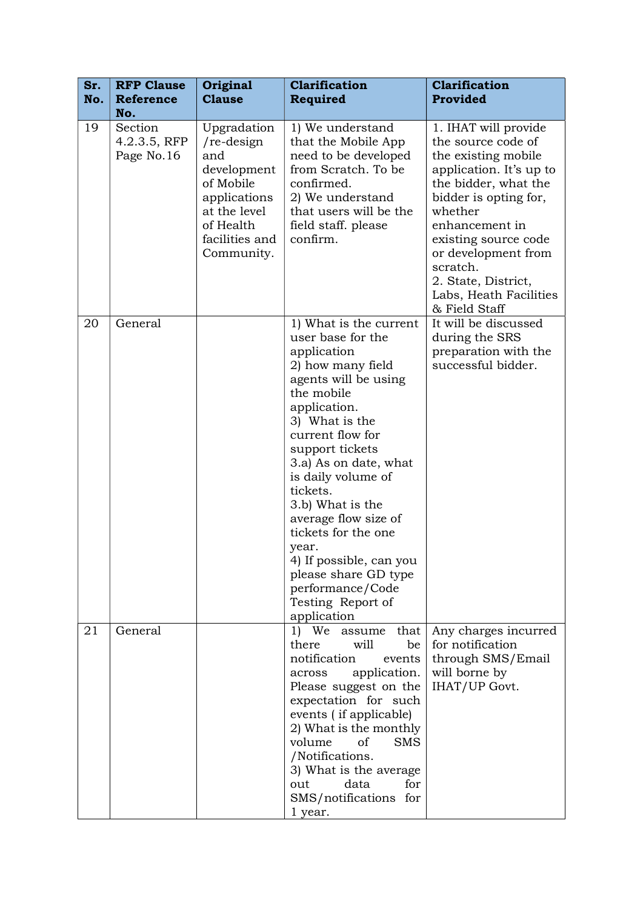| Sr. No. | RFP Clause Reference No. | Original Clause | Clarification Required | Clarification Provided |
|---|---|---|---|---|
| 19 | Section 4.2.3.5, RFP Page No.16 | Upgradation /re-design and development of Mobile applications at the level of Health facilities and Community. | 1) We understand that the Mobile App need to be developed from Scratch. To be confirmed.<br>2) We understand that users will be the field staff. please confirm. | 1. IHAT will provide the source code of the existing mobile application. It's up to the bidder, what the bidder is opting for, whether enhancement in existing source code or development from scratch.<br>2. State, District, Labs, Heath Facilities & Field Staff |
| 20 | General | | 1) What is the current user base for the application<br>2) how many field agents will be using the mobile application.<br>3) What is the current flow for support tickets<br>3.a) As on date, what is daily volume of tickets.<br>3.b) What is the average flow size of tickets for the one year.<br>4) If possible, can you please share GD type performance/Code Testing Report of application | It will be discussed during the SRS preparation with the successful bidder. |
| 21 | General | | 1) We assume that there will be notification events across application. Please suggest on the expectation for such events ( if applicable)<br>2) What is the monthly volume of SMS /Notifications.<br>3) What is the average out data for SMS/notifications for 1 year. | Any charges incurred for notification through SMS/Email will borne by IHAT/UP Govt. |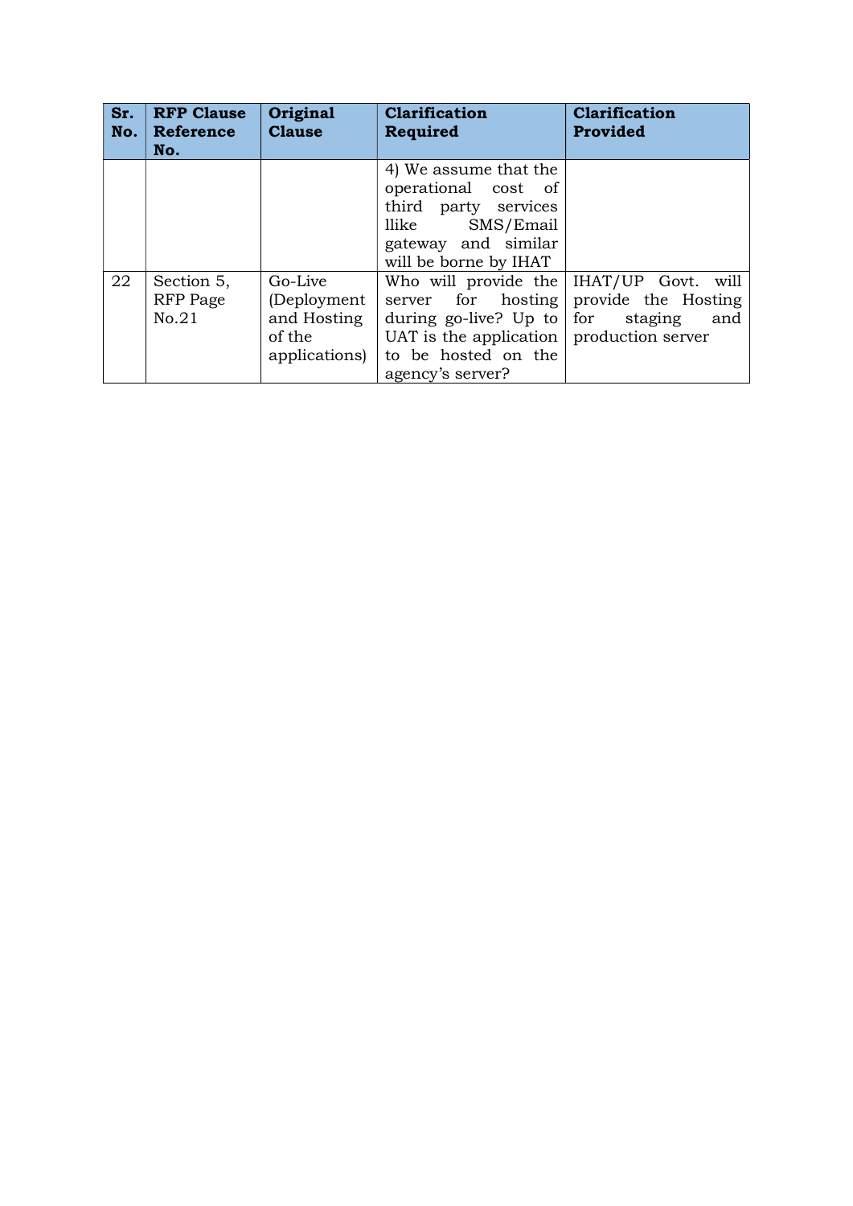| Sr. No. | RFP Clause Reference No. | Original Clause | Clarification Required | Clarification Provided |
|---|---|---|---|---|
| | | | 4) We assume that the operational cost of third party services llike SMS/Email gateway and similar will be borne by IHAT | |
| 22 | Section 5, RFP Page No.21 | Go-Live (Deployment and Hosting of the applications) | Who will provide the server for hosting during go-live? Up to UAT is the application to be hosted on the agency's server? | IHAT/UP Govt. will provide the Hosting for staging and production server |